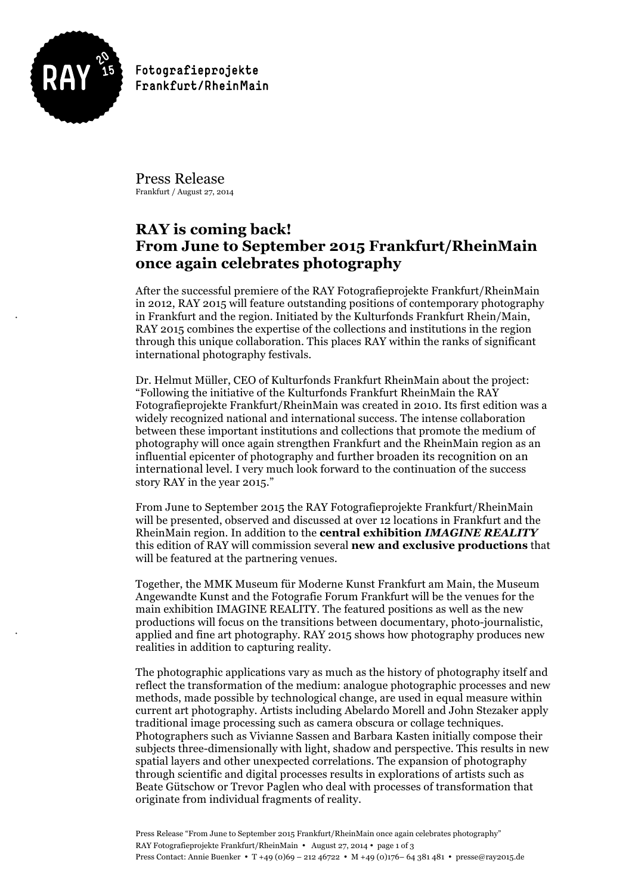Fotografieprojekte
Frankfurt/RheinMain

Press Release
Frankfurt / August 27, 2014

# RAY is coming back! From June to September 2015 Frankfurt/RheinMain once again celebrates photography

After the successful premiere of the RAY Fotografieprojekte Frankfurt/RheinMain in 2012, RAY 2015 will feature outstanding positions of contemporary photography in Frankfurt and the region. Initiated by the Kulturfonds Frankfurt Rhein/Main, RAY 2015 combines the expertise of the collections and institutions in the region through this unique collaboration. This places RAY within the ranks of significant international photography festivals.

Dr. Helmut Müller, CEO of Kulturfonds Frankfurt RheinMain about the project: "Following the initiative of the Kulturfonds Frankfurt RheinMain the RAY Fotografieprojekte Frankfurt/RheinMain was created in 2010. Its first edition was a widely recognized national and international success. The intense collaboration between these important institutions and collections that promote the medium of photography will once again strengthen Frankfurt and the RheinMain region as an influential epicenter of photography and further broaden its recognition on an international level. I very much look forward to the continuation of the success story RAY in the year 2015."

From June to September 2015 the RAY Fotografieprojekte Frankfurt/RheinMain will be presented, observed and discussed at over 12 locations in Frankfurt and the RheinMain region. In addition to the **central exhibition *IMAGINE REALITY*** this edition of RAY will commission several **new and exclusive productions** that will be featured at the partnering venues.

Together, the MMK Museum für Moderne Kunst Frankfurt am Main, the Museum Angewandte Kunst and the Fotografie Forum Frankfurt will be the venues for the main exhibition IMAGINE REALITY. The featured positions as well as the new productions will focus on the transitions between documentary, photo-journalistic, applied and fine art photography. RAY 2015 shows how photography produces new realities in addition to capturing reality.

The photographic applications vary as much as the history of photography itself and reflect the transformation of the medium: analogue photographic processes and new methods, made possible by technological change, are used in equal measure within current art photography. Artists including Abelardo Morell and John Stezaker apply traditional image processing such as camera obscura or collage techniques. Photographers such as Vivianne Sassen and Barbara Kasten initially compose their subjects three-dimensionally with light, shadow and perspective. This results in new spatial layers and other unexpected correlations. The expansion of photography through scientific and digital processes results in explorations of artists such as Beate Gütschow or Trevor Paglen who deal with processes of transformation that originate from individual fragments of reality.

Press Contact: Annie Buenker • T +49 (0)69 – 212 46722 • M +49 (0)176– 64 381 481 • presse@ray2015.de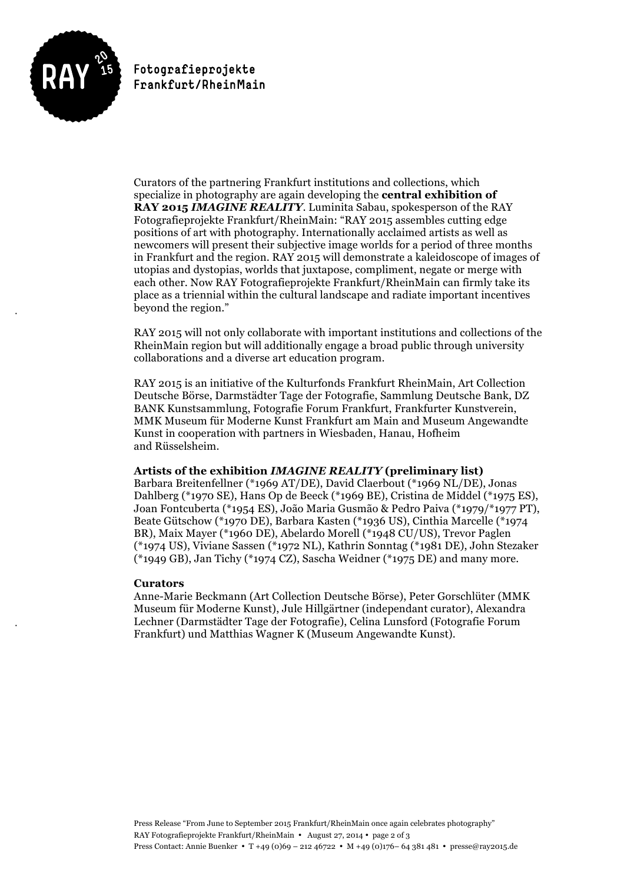Curators of the partnering Frankfurt institutions and collections, which specialize in photography are again developing the **central exhibition of RAY 2015 *IMAGINE REALITY***. Luminita Sabau, spokesperson of the RAY Fotografieprojekte Frankfurt/RheinMain: "RAY 2015 assembles cutting edge positions of art with photography. Internationally acclaimed artists as well as newcomers will present their subjective image worlds for a period of three months in Frankfurt and the region. RAY 2015 will demonstrate a kaleidoscope of images of utopias and dystopias, worlds that juxtapose, compliment, negate or merge with each other. Now RAY Fotografieprojekte Frankfurt/RheinMain can firmly take its place as a triennial within the cultural landscape and radiate important incentives beyond the region."

RAY 2015 will not only collaborate with important institutions and collections of the RheinMain region but will additionally engage a broad public through university collaborations and a diverse art education program.

RAY 2015 is an initiative of the Kulturfonds Frankfurt RheinMain, Art Collection Deutsche Börse, Darmstädter Tage der Fotografie, Sammlung Deutsche Bank, DZ BANK Kunstsammlung, Fotografie Forum Frankfurt, Frankfurter Kunstverein, MMK Museum für Moderne Kunst Frankfurt am Main and Museum Angewandte Kunst in cooperation with partners in Wiesbaden, Hanau, Hofheim and Rüsselsheim.

**Artists of the exhibition *IMAGINE REALITY* (preliminary list)**
Barbara Breitenfellner (*1969 AT/DE), David Claerbout (*1969 NL/DE), Jonas Dahlberg (*1970 SE), Hans Op de Beeck (*1969 BE), Cristina de Middel (*1975 ES), Joan Fontcuberta (*1954 ES), João Maria Gusmão & Pedro Paiva (*1979/*1977 PT), Beate Gütschow (*1970 DE), Barbara Kasten (*1936 US), Cinthia Marcelle (*1974 BR), Maix Mayer (*1960 DE), Abelardo Morell (*1948 CU/US), Trevor Paglen (*1974 US), Viviane Sassen (*1972 NL), Kathrin Sonntag (*1981 DE), John Stezaker (*1949 GB), Jan Tichy (*1974 CZ), Sascha Weidner (*1975 DE) and many more.

**Curators**
Anne-Marie Beckmann (Art Collection Deutsche Börse), Peter Gorschlüter (MMK Museum für Moderne Kunst), Jule Hillgärtner (independant curator), Alexandra Lechner (Darmstädter Tage der Fotografie), Celina Lunsford (Fotografie Forum Frankfurt) und Matthias Wagner K (Museum Angewandte Kunst).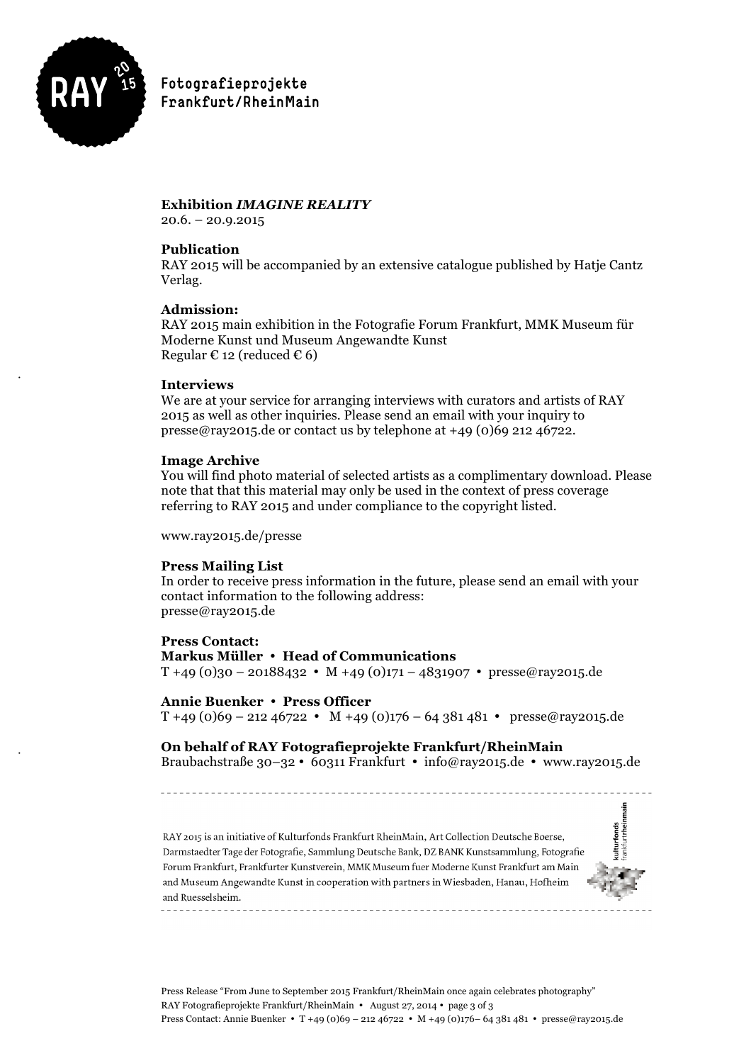Fotografieprojekte
Frankfurt/RheinMain

**Exhibition *IMAGINE REALITY***
20.6. – 20.9.2015

**Publication**
RAY 2015 will be accompanied by an extensive catalogue published by Hatje Cantz Verlag.

**Admission:**
RAY 2015 main exhibition in the Fotografie Forum Frankfurt, MMK Museum für Moderne Kunst und Museum Angewandte Kunst
Regular € 12 (reduced € 6)

**Interviews**
We are at your service for arranging interviews with curators and artists of RAY 2015 as well as other inquiries. Please send an email with your inquiry to presse@ray2015.de or contact us by telephone at +49 (0)69 212 46722.

**Image Archive**
You will find photo material of selected artists as a complimentary download. Please note that that this material may only be used in the context of press coverage referring to RAY 2015 and under compliance to the copyright listed.

www.ray2015.de/presse

**Press Mailing List**
In order to receive press information in the future, please send an email with your contact information to the following address:
presse@ray2015.de

**Press Contact:**
**Markus Müller • Head of Communications**
T +49 (0)30 – 20188432 • M +49 (0)171 – 4831907 • presse@ray2015.de

**Annie Buenker • Press Officer**
T +49 (0)69 – 212 46722 • M +49 (0)176 – 64 381 481 • presse@ray2015.de

**On behalf of RAY Fotografieprojekte Frankfurt/RheinMain**
Braubachstraße 30–32 • 60311 Frankfurt • info@ray2015.de • www.ray2015.de

RAY 2015 is an initiative of Kulturfonds Frankfurt RheinMain, Art Collection Deutsche Boerse, Darmstaedter Tage der Fotografie, Sammlung Deutsche Bank, DZ BANK Kunstsammlung, Fotografie Forum Frankfurt, Frankfurter Kunstverein, MMK Museum fuer Moderne Kunst Frankfurt am Main and Museum Angewandte Kunst in cooperation with partners in Wiesbaden, Hanau, Hofheim and Ruesselsheim.

kulturfonds frankfurtrheinmain